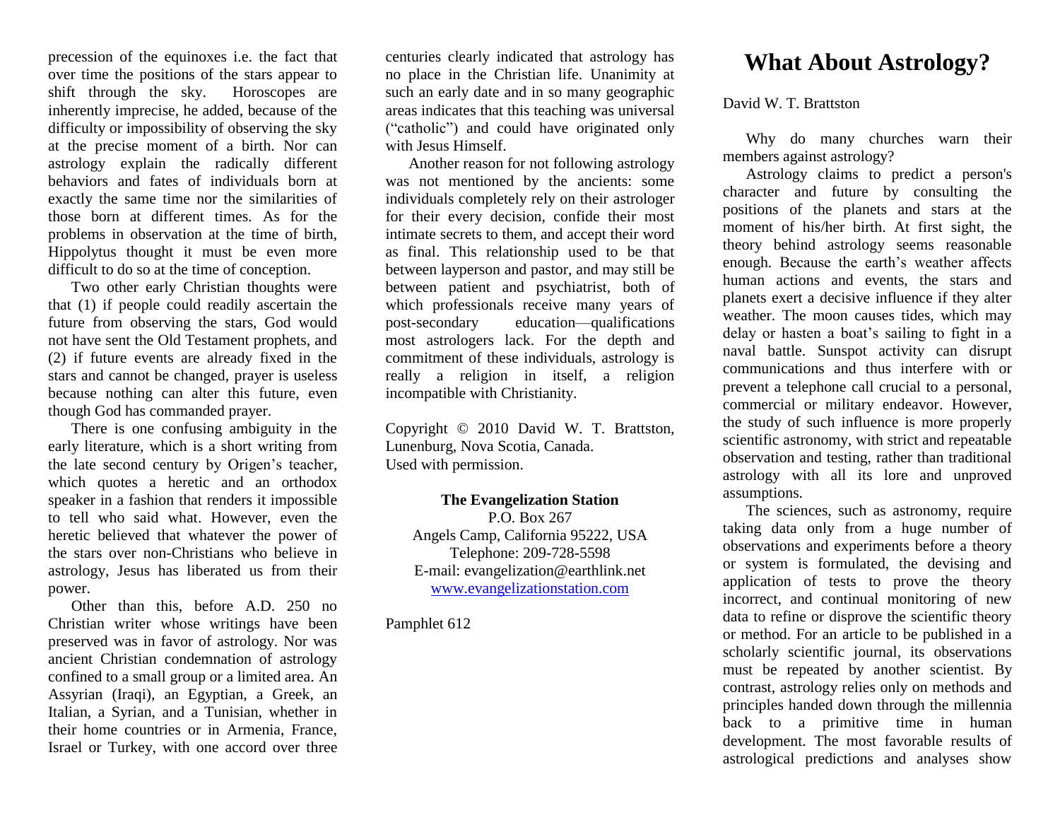precession of the equinoxes i.e. the fact that over time the positions of the stars appear to shift through the sky. Horoscopes are inherently imprecise, he added, because of the difficulty or impossibility of observing the sky at the precise moment of a birth. Nor can astrology explain the radically different behaviors and fates of individuals born at exactly the same time nor the similarities of those born at different times. As for the problems in observation at the time of birth, Hippolytus thought it must be even more difficult to do so at the time of conception.

Two other early Christian thoughts were that (1) if people could readily ascertain the future from observing the stars, God would not have sent the Old Testament prophets, and (2) if future events are already fixed in the stars and cannot be changed, prayer is useless because nothing can alter this future, even though God has commanded prayer.

There is one confusing ambiguity in the early literature, which is a short writing from the late second century by Origen's teacher, which quotes a heretic and an orthodox speaker in a fashion that renders it impossible to tell who said what. However, even the heretic believed that whatever the power of the stars over non-Christians who believe in astrology, Jesus has liberated us from their power.

Other than this, before A.D. 250 no Christian writer whose writings have been preserved was in favor of astrology. Nor was ancient Christian condemnation of astrology confined to a small group or a limited area. An Assyrian (Iraqi), an Egyptian, a Greek, an Italian, a Syrian, and a Tunisian, whether in their home countries or in Armenia, France, Israel or Turkey, with one accord over three centuries clearly indicated that astrology has no place in the Christian life. Unanimity at such an early date and in so many geographic areas indicates that this teaching was universal ("catholic") and could have originated only with Jesus Himself.

Another reason for not following astrology was not mentioned by the ancients: some individuals completely rely on their astrologer for their every decision, confide their most intimate secrets to them, and accept their word as final. This relationship used to be that between layperson and pastor, and may still be between patient and psychiatrist, both of which professionals receive many years of post-secondary education—qualifications most astrologers lack. For the depth and commitment of these individuals, astrology is really a religion in itself, a religion incompatible with Christianity.

Copyright © 2010 David W. T. Brattston, Lunenburg, Nova Scotia, Canada.
Used with permission.

**The Evangelization Station**
P.O. Box 267
Angels Camp, California 95222, USA
Telephone: 209-728-5598
E-mail: evangelization@earthlink.net
www.evangelizationstation.com

Pamphlet 612

# What About Astrology?

David W. T. Brattston

Why do many churches warn their members against astrology?

Astrology claims to predict a person's character and future by consulting the positions of the planets and stars at the moment of his/her birth. At first sight, the theory behind astrology seems reasonable enough. Because the earth's weather affects human actions and events, the stars and planets exert a decisive influence if they alter weather. The moon causes tides, which may delay or hasten a boat's sailing to fight in a naval battle. Sunspot activity can disrupt communications and thus interfere with or prevent a telephone call crucial to a personal, commercial or military endeavor. However, the study of such influence is more properly scientific astronomy, with strict and repeatable observation and testing, rather than traditional astrology with all its lore and unproved assumptions.

The sciences, such as astronomy, require taking data only from a huge number of observations and experiments before a theory or system is formulated, the devising and application of tests to prove the theory incorrect, and continual monitoring of new data to refine or disprove the scientific theory or method. For an article to be published in a scholarly scientific journal, its observations must be repeated by another scientist. By contrast, astrology relies only on methods and principles handed down through the millennia back to a primitive time in human development. The most favorable results of astrological predictions and analyses show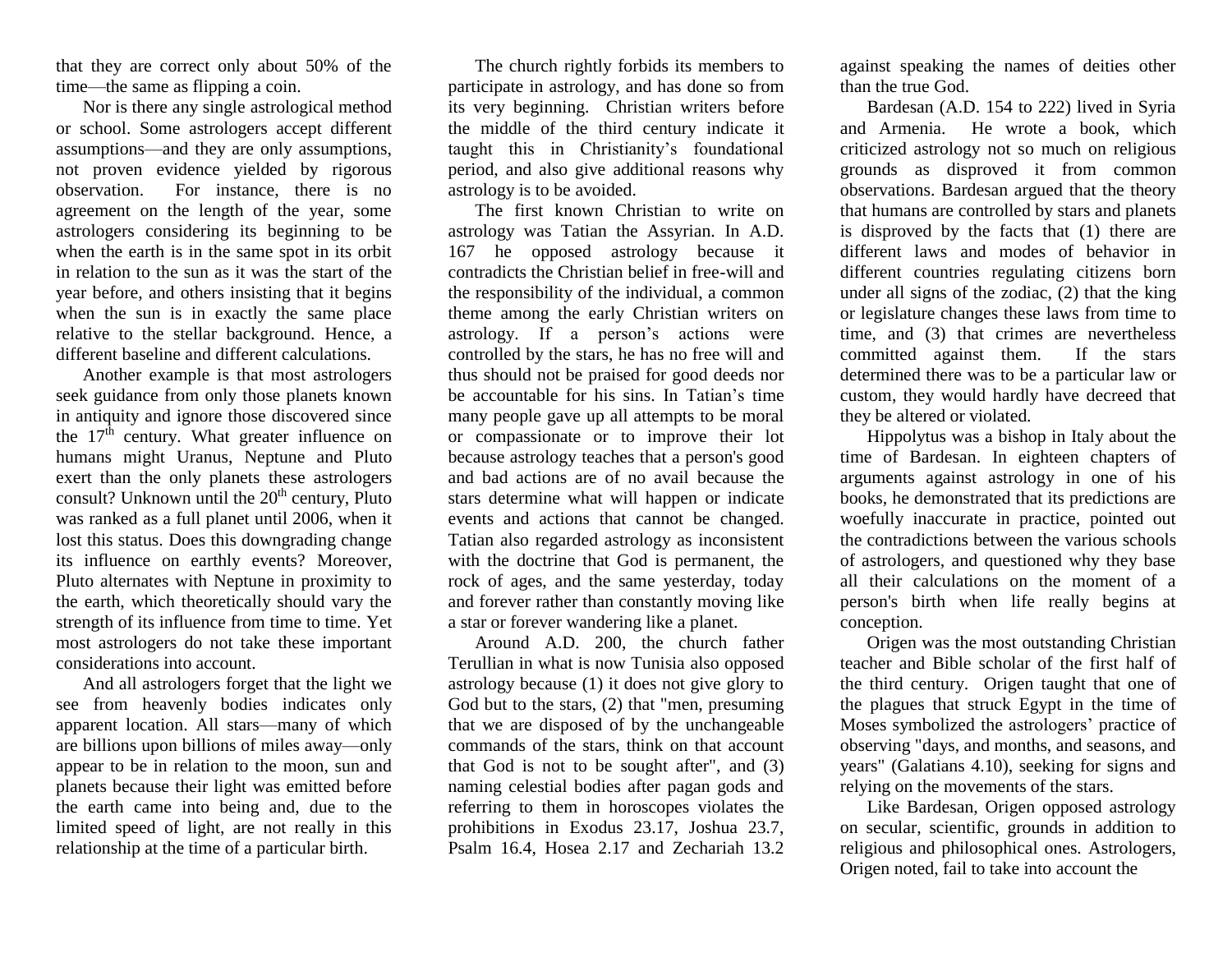that they are correct only about 50% of the time—the same as flipping a coin.

Nor is there any single astrological method or school. Some astrologers accept different assumptions—and they are only assumptions, not proven evidence yielded by rigorous observation. For instance, there is no agreement on the length of the year, some astrologers considering its beginning to be when the earth is in the same spot in its orbit in relation to the sun as it was the start of the year before, and others insisting that it begins when the sun is in exactly the same place relative to the stellar background. Hence, a different baseline and different calculations.

Another example is that most astrologers seek guidance from only those planets known in antiquity and ignore those discovered since the 17th century. What greater influence on humans might Uranus, Neptune and Pluto exert than the only planets these astrologers consult? Unknown until the 20th century, Pluto was ranked as a full planet until 2006, when it lost this status. Does this downgrading change its influence on earthly events? Moreover, Pluto alternates with Neptune in proximity to the earth, which theoretically should vary the strength of its influence from time to time. Yet most astrologers do not take these important considerations into account.

And all astrologers forget that the light we see from heavenly bodies indicates only apparent location. All stars—many of which are billions upon billions of miles away—only appear to be in relation to the moon, sun and planets because their light was emitted before the earth came into being and, due to the limited speed of light, are not really in this relationship at the time of a particular birth.

The church rightly forbids its members to participate in astrology, and has done so from its very beginning. Christian writers before the middle of the third century indicate it taught this in Christianity's foundational period, and also give additional reasons why astrology is to be avoided.

The first known Christian to write on astrology was Tatian the Assyrian. In A.D. 167 he opposed astrology because it contradicts the Christian belief in free-will and the responsibility of the individual, a common theme among the early Christian writers on astrology. If a person's actions were controlled by the stars, he has no free will and thus should not be praised for good deeds nor be accountable for his sins. In Tatian's time many people gave up all attempts to be moral or compassionate or to improve their lot because astrology teaches that a person's good and bad actions are of no avail because the stars determine what will happen or indicate events and actions that cannot be changed. Tatian also regarded astrology as inconsistent with the doctrine that God is permanent, the rock of ages, and the same yesterday, today and forever rather than constantly moving like a star or forever wandering like a planet.

Around A.D. 200, the church father Terullian in what is now Tunisia also opposed astrology because (1) it does not give glory to God but to the stars, (2) that "men, presuming that we are disposed of by the unchangeable commands of the stars, think on that account that God is not to be sought after", and (3) naming celestial bodies after pagan gods and referring to them in horoscopes violates the prohibitions in Exodus 23.17, Joshua 23.7, Psalm 16.4, Hosea 2.17 and Zechariah 13.2 against speaking the names of deities other than the true God.

Bardesan (A.D. 154 to 222) lived in Syria and Armenia. He wrote a book, which criticized astrology not so much on religious grounds as disproved it from common observations. Bardesan argued that the theory that humans are controlled by stars and planets is disproved by the facts that (1) there are different laws and modes of behavior in different countries regulating citizens born under all signs of the zodiac, (2) that the king or legislature changes these laws from time to time, and (3) that crimes are nevertheless committed against them. If the stars determined there was to be a particular law or custom, they would hardly have decreed that they be altered or violated.

Hippolytus was a bishop in Italy about the time of Bardesan. In eighteen chapters of arguments against astrology in one of his books, he demonstrated that its predictions are woefully inaccurate in practice, pointed out the contradictions between the various schools of astrologers, and questioned why they base all their calculations on the moment of a person's birth when life really begins at conception.

Origen was the most outstanding Christian teacher and Bible scholar of the first half of the third century. Origen taught that one of the plagues that struck Egypt in the time of Moses symbolized the astrologers' practice of observing "days, and months, and seasons, and years" (Galatians 4.10), seeking for signs and relying on the movements of the stars.

Like Bardesan, Origen opposed astrology on secular, scientific, grounds in addition to religious and philosophical ones. Astrologers, Origen noted, fail to take into account the